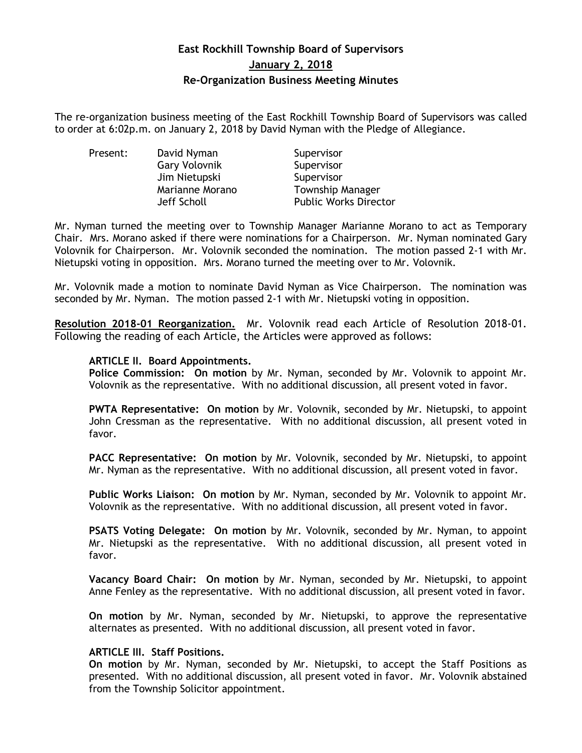# East Rockhill Township Board of Supervisors

## January 2, 2018

## Re-Organization Business Meeting Minutes

The re-organization business meeting of the East Rockhill Township Board of Supervisors was called to order at 6:02p.m. on January 2, 2018 by David Nyman with the Pledge of Allegiance.

| Present: | David Nyman | Supervisor |
|---|---|---|
| | Gary Volovnik | Supervisor |
| | Jim Nietupski | Supervisor |
| | Marianne Morano | Township Manager |
| | Jeff Scholl | Public Works Director |

Mr. Nyman turned the meeting over to Township Manager Marianne Morano to act as Temporary Chair. Mrs. Morano asked if there were nominations for a Chairperson. Mr. Nyman nominated Gary Volovnik for Chairperson. Mr. Volovnik seconded the nomination. The motion passed 2-1 with Mr. Nietupski voting in opposition. Mrs. Morano turned the meeting over to Mr. Volovnik.

Mr. Volovnik made a motion to nominate David Nyman as Vice Chairperson. The nomination was seconded by Mr. Nyman. The motion passed 2-1 with Mr. Nietupski voting in opposition.

**Resolution 2018-01 Reorganization.** Mr. Volovnik read each Article of Resolution 2018-01. Following the reading of each Article, the Articles were approved as follows:

**ARTICLE II. Board Appointments.**

**Police Commission: On motion** by Mr. Nyman, seconded by Mr. Volovnik to appoint Mr. Volovnik as the representative. With no additional discussion, all present voted in favor.

**PWTA Representative: On motion** by Mr. Volovnik, seconded by Mr. Nietupski, to appoint John Cressman as the representative. With no additional discussion, all present voted in favor.

**PACC Representative: On motion** by Mr. Volovnik, seconded by Mr. Nietupski, to appoint Mr. Nyman as the representative. With no additional discussion, all present voted in favor.

**Public Works Liaison: On motion** by Mr. Nyman, seconded by Mr. Volovnik to appoint Mr. Volovnik as the representative. With no additional discussion, all present voted in favor.

**PSATS Voting Delegate: On motion** by Mr. Volovnik, seconded by Mr. Nyman, to appoint Mr. Nietupski as the representative. With no additional discussion, all present voted in favor.

**Vacancy Board Chair: On motion** by Mr. Nyman, seconded by Mr. Nietupski, to appoint Anne Fenley as the representative. With no additional discussion, all present voted in favor.

**On motion** by Mr. Nyman, seconded by Mr. Nietupski, to approve the representative alternates as presented. With no additional discussion, all present voted in favor.

**ARTICLE III. Staff Positions.**

**On motion** by Mr. Nyman, seconded by Mr. Nietupski, to accept the Staff Positions as presented. With no additional discussion, all present voted in favor. Mr. Volovnik abstained from the Township Solicitor appointment.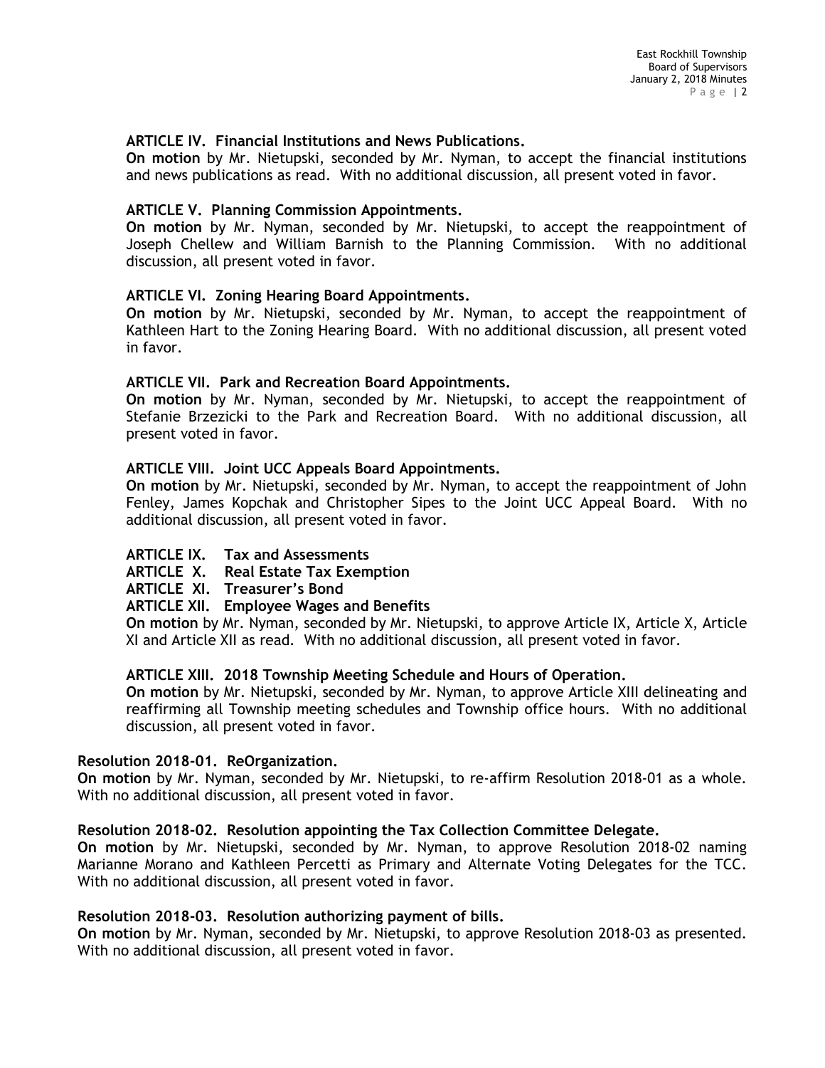**ARTICLE IV. Financial Institutions and News Publications.**
**On motion** by Mr. Nietupski, seconded by Mr. Nyman, to accept the financial institutions and news publications as read. With no additional discussion, all present voted in favor.

**ARTICLE V. Planning Commission Appointments.**
**On motion** by Mr. Nyman, seconded by Mr. Nietupski, to accept the reappointment of Joseph Chellew and William Barnish to the Planning Commission. With no additional discussion, all present voted in favor.

**ARTICLE VI. Zoning Hearing Board Appointments.**
**On motion** by Mr. Nietupski, seconded by Mr. Nyman, to accept the reappointment of Kathleen Hart to the Zoning Hearing Board. With no additional discussion, all present voted in favor.

**ARTICLE VII. Park and Recreation Board Appointments.**
**On motion** by Mr. Nyman, seconded by Mr. Nietupski, to accept the reappointment of Stefanie Brzezicki to the Park and Recreation Board. With no additional discussion, all present voted in favor.

**ARTICLE VIII. Joint UCC Appeals Board Appointments.**
**On motion** by Mr. Nietupski, seconded by Mr. Nyman, to accept the reappointment of John Fenley, James Kopchak and Christopher Sipes to the Joint UCC Appeal Board. With no additional discussion, all present voted in favor.

**ARTICLE IX. Tax and Assessments**
**ARTICLE X. Real Estate Tax Exemption**
**ARTICLE XI. Treasurer's Bond**
**ARTICLE XII. Employee Wages and Benefits**
**On motion** by Mr. Nyman, seconded by Mr. Nietupski, to approve Article IX, Article X, Article XI and Article XII as read. With no additional discussion, all present voted in favor.

**ARTICLE XIII. 2018 Township Meeting Schedule and Hours of Operation.**
**On motion** by Mr. Nietupski, seconded by Mr. Nyman, to approve Article XIII delineating and reaffirming all Township meeting schedules and Township office hours. With no additional discussion, all present voted in favor.

**Resolution 2018-01. ReOrganization.**
**On motion** by Mr. Nyman, seconded by Mr. Nietupski, to re-affirm Resolution 2018-01 as a whole. With no additional discussion, all present voted in favor.

**Resolution 2018-02. Resolution appointing the Tax Collection Committee Delegate.**
**On motion** by Mr. Nietupski, seconded by Mr. Nyman, to approve Resolution 2018-02 naming Marianne Morano and Kathleen Percetti as Primary and Alternate Voting Delegates for the TCC. With no additional discussion, all present voted in favor.

**Resolution 2018-03. Resolution authorizing payment of bills.**
**On motion** by Mr. Nyman, seconded by Mr. Nietupski, to approve Resolution 2018-03 as presented. With no additional discussion, all present voted in favor.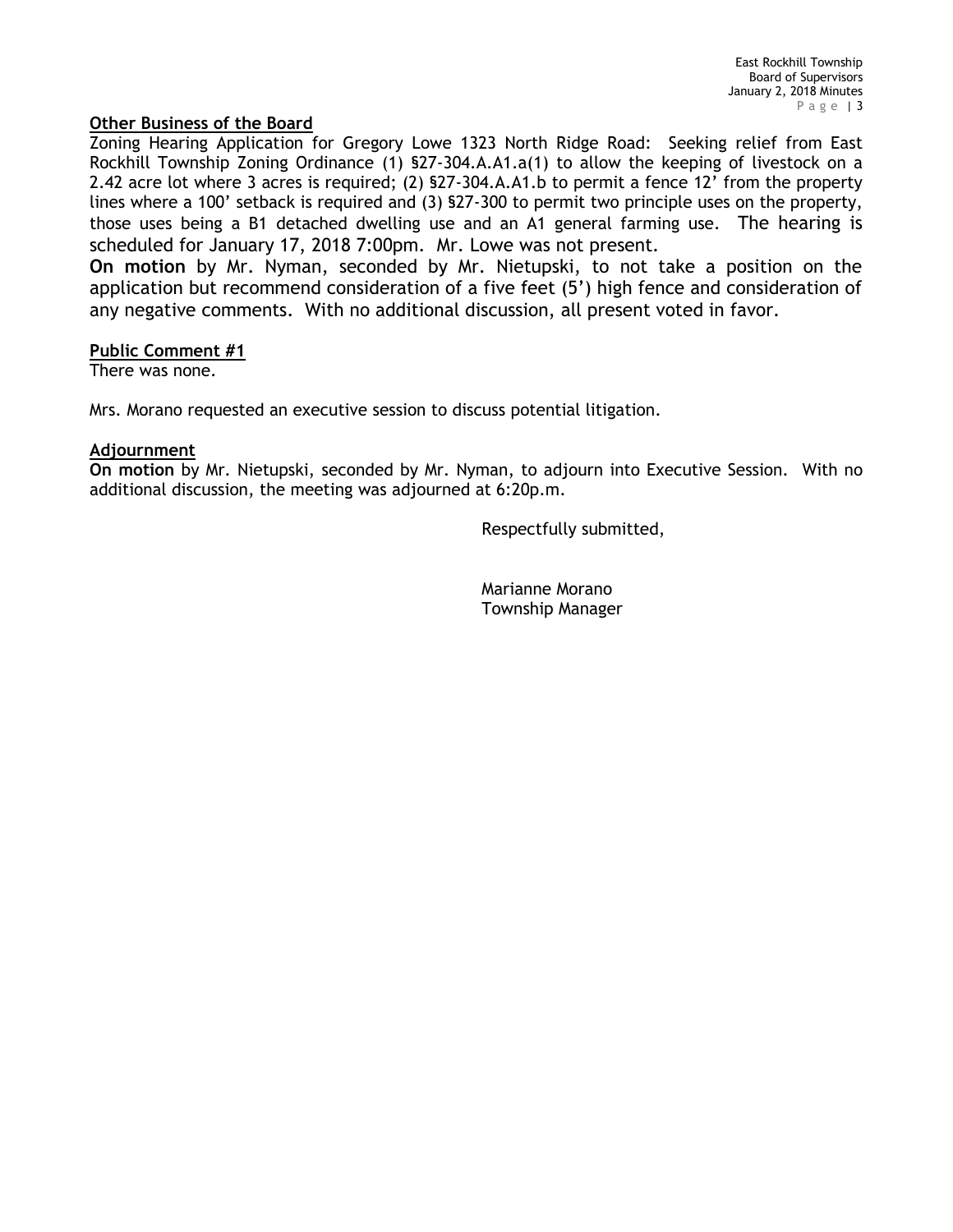**Other Business of the Board**

Zoning Hearing Application for Gregory Lowe 1323 North Ridge Road: Seeking relief from East Rockhill Township Zoning Ordinance (1) §27-304.A.A1.a(1) to allow the keeping of livestock on a 2.42 acre lot where 3 acres is required; (2) §27-304.A.A1.b to permit a fence 12' from the property lines where a 100' setback is required and (3) §27-300 to permit two principle uses on the property, those uses being a B1 detached dwelling use and an A1 general farming use. The hearing is scheduled for January 17, 2018 7:00pm. Mr. Lowe was not present.

**On motion** by Mr. Nyman, seconded by Mr. Nietupski, to not take a position on the application but recommend consideration of a five feet (5') high fence and consideration of any negative comments. With no additional discussion, all present voted in favor.

**Public Comment #1**

There was none.

Mrs. Morano requested an executive session to discuss potential litigation.

**Adjournment**

**On motion** by Mr. Nietupski, seconded by Mr. Nyman, to adjourn into Executive Session. With no additional discussion, the meeting was adjourned at 6:20p.m.

Respectfully submitted,

Marianne Morano
Township Manager